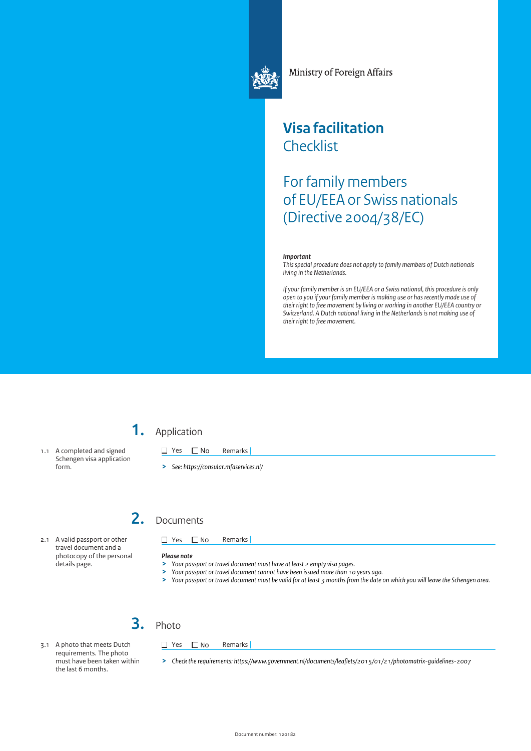Ministry of Foreign Affairs

# Visa facilitation
## Checklist

## For family members of EU/EEA or Swiss nationals (Directive 2004/38/EC)

***Important***
*This special procedure does not apply to family members of Dutch nationals living in the Netherlands.*

*If your family member is an EU/EEA or a Swiss national, this procedure is only open to you if your family member is making use or has recently made use of their right to free movement by living or working in another EU/EEA country or Switzerland. A Dutch national living in the Netherlands is not making use of their right to free movement.*

## 1. Application

1.1 A completed and signed Schengen visa application form.

☐ Yes ☐ No Remarks

> *See: https://consular.mfaservices.nl/*

## 2. Documents

2.1 A valid passport or other travel document and a photocopy of the personal details page.

☐ Yes ☐ No Remarks

***Please note***

> *Your passport or travel document must have at least 2 empty visa pages.*
> *Your passport or travel document cannot have been issued more than 10 years ago.*
> *Your passport or travel document must be valid for at least 3 months from the date on which you will leave the Schengen area.*

## 3. Photo

3.1 A photo that meets Dutch requirements. The photo must have been taken within the last 6 months.

☐ Yes ☐ No Remarks

> *Check the requirements: https://www.government.nl/documents/leaflets/2015/01/21/photomatrix-guidelines-2007*

Document number: 120182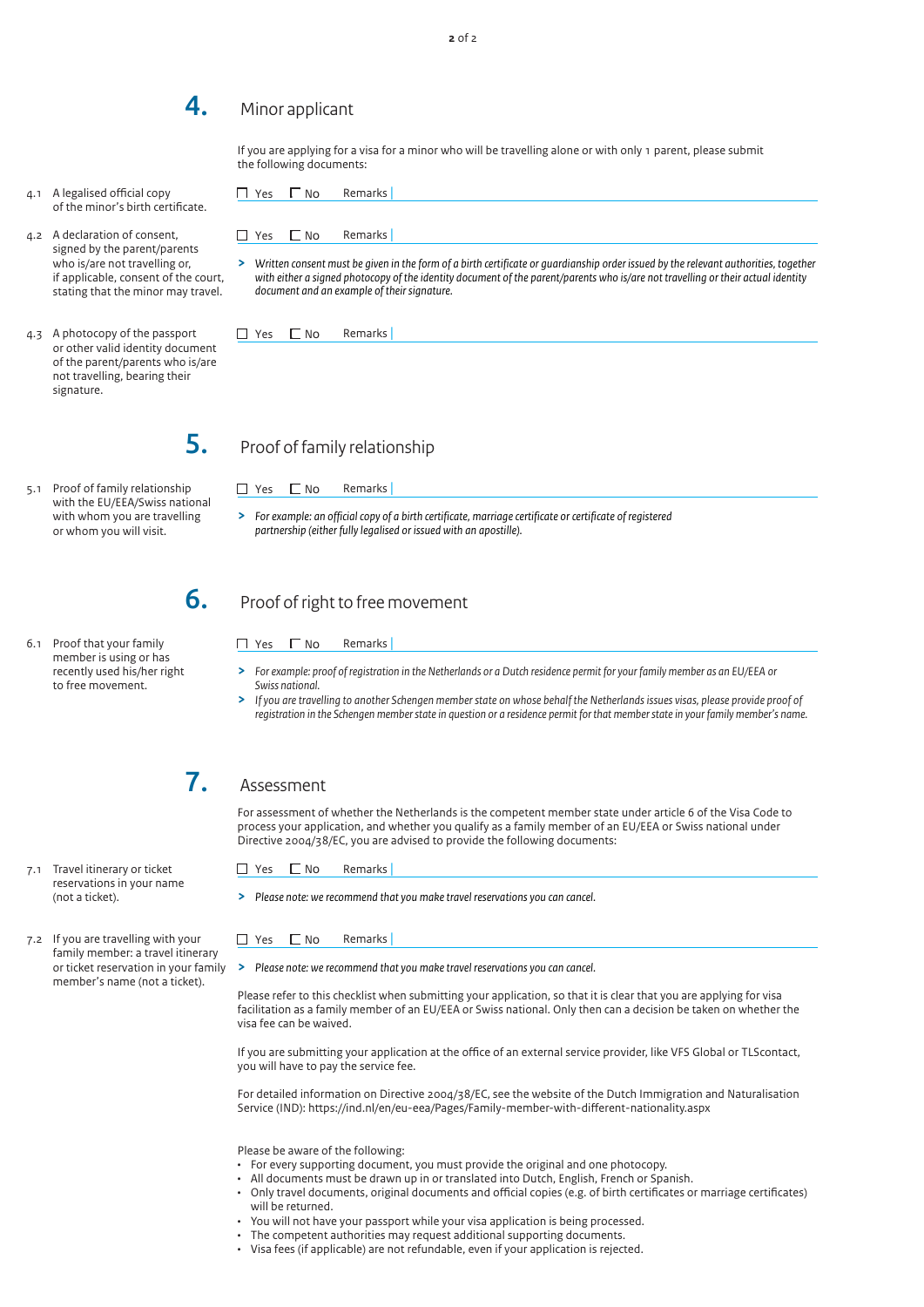## 4. Minor applicant

If you are applying for a visa for a minor who will be travelling alone or with only 1 parent, please submit the following documents:

4.1 A legalised official copy of the minor's birth certificate.

☐ Yes ☐ No Remarks

4.2 A declaration of consent, signed by the parent/parents who is/are not travelling or, if applicable, consent of the court, stating that the minor may travel.

☐ Yes ☐ No Remarks

> *Written consent must be given in the form of a birth certificate or guardianship order issued by the relevant authorities, together with either a signed photocopy of the identity document of the parent/parents who is/are not travelling or their actual identity document and an example of their signature.*

4.3 A photocopy of the passport or other valid identity document of the parent/parents who is/are not travelling, bearing their signature.

☐ Yes ☐ No Remarks

## 5. Proof of family relationship

5.1 Proof of family relationship with the EU/EEA/Swiss national with whom you are travelling or whom you will visit.

☐ Yes ☐ No Remarks

> *For example: an official copy of a birth certificate, marriage certificate or certificate of registered partnership (either fully legalised or issued with an apostille).*

## 6. Proof of right to free movement

6.1 Proof that your family member is using or has recently used his/her right to free movement.

☐ Yes ☐ No Remarks

> *For example: proof of registration in the Netherlands or a Dutch residence permit for your family member as an EU/EEA or Swiss national.*

> *If you are travelling to another Schengen member state on whose behalf the Netherlands issues visas, please provide proof of registration in the Schengen member state in question or a residence permit for that member state in your family member's name.*

## 7. Assessment

For assessment of whether the Netherlands is the competent member state under article 6 of the Visa Code to process your application, and whether you qualify as a family member of an EU/EEA or Swiss national under Directive 2004/38/EC, you are advised to provide the following documents:

7.1 Travel itinerary or ticket reservations in your name (not a ticket).

☐ Yes ☐ No Remarks

> *Please note: we recommend that you make travel reservations you can cancel.*

7.2 If you are travelling with your family member: a travel itinerary or ticket reservation in your family member's name (not a ticket).

☐ Yes ☐ No Remarks

> *Please note: we recommend that you make travel reservations you can cancel.*

Please refer to this checklist when submitting your application, so that it is clear that you are applying for visa facilitation as a family member of an EU/EEA or Swiss national. Only then can a decision be taken on whether the visa fee can be waived.

If you are submitting your application at the office of an external service provider, like VFS Global or TLScontact, you will have to pay the service fee.

For detailed information on Directive 2004/38/EC, see the website of the Dutch Immigration and Naturalisation Service (IND): https://ind.nl/en/eu-eea/Pages/Family-member-with-different-nationality.aspx

Please be aware of the following:

- For every supporting document, you must provide the original and one photocopy.
- All documents must be drawn up in or translated into Dutch, English, French or Spanish.
- Only travel documents, original documents and official copies (e.g. of birth certificates or marriage certificates) will be returned.
- You will not have your passport while your visa application is being processed.
- The competent authorities may request additional supporting documents.
- Visa fees (if applicable) are not refundable, even if your application is rejected.